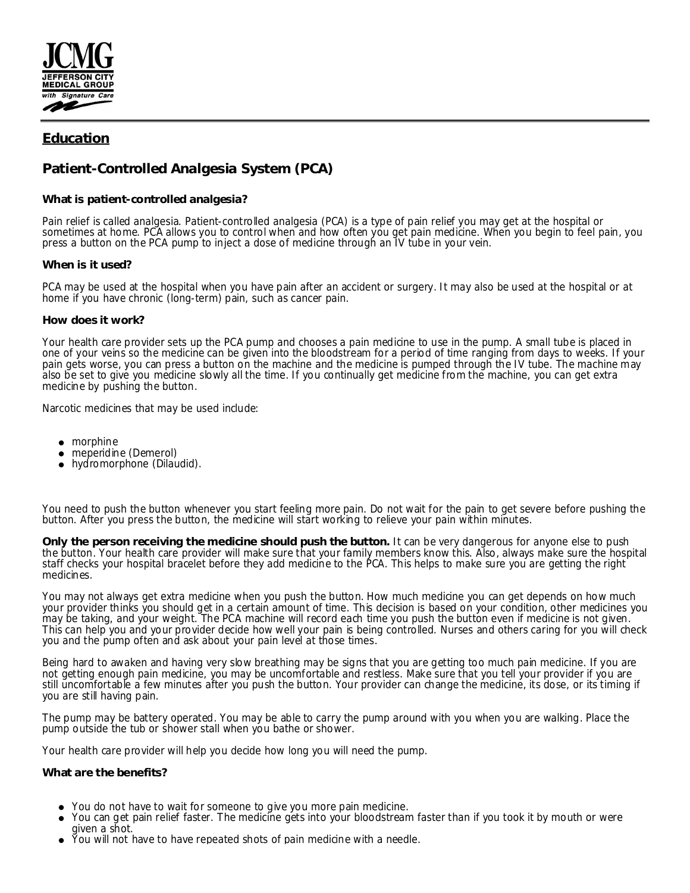JCMG
JEFFERSON CITY MEDICAL GROUP
with Signature Care

## Education

# Patient-Controlled Analgesia System (PCA)

### What is patient-controlled analgesia?

Pain relief is called analgesia. Patient-controlled analgesia (PCA) is a type of pain relief you may get at the hospital or sometimes at home. PCA allows you to control when and how often you get pain medicine. When you begin to feel pain, you press a button on the PCA pump to inject a dose of medicine through an IV tube in your vein.

### When is it used?

PCA may be used at the hospital when you have pain after an accident or surgery. It may also be used at the hospital or at home if you have chronic (long-term) pain, such as cancer pain.

### How does it work?

Your health care provider sets up the PCA pump and chooses a pain medicine to use in the pump. A small tube is placed in one of your veins so the medicine can be given into the bloodstream for a period of time ranging from days to weeks. If your pain gets worse, you can press a button on the machine and the medicine is pumped through the IV tube. The machine may also be set to give you medicine slowly all the time. If you continually get medicine from the machine, you can get extra medicine by pushing the button.

Narcotic medicines that may be used include:

- morphine
- meperidine (Demerol)
- hydromorphone (Dilaudid).

You need to push the button whenever you start feeling more pain. Do not wait for the pain to get severe before pushing the button. After you press the button, the medicine will start working to relieve your pain within minutes.

**Only the person receiving the medicine should push the button.** It can be very dangerous for anyone else to push the button. Your health care provider will make sure that your family members know this. Also, always make sure the hospital staff checks your hospital bracelet before they add medicine to the PCA. This helps to make sure you are getting the right medicines.

You may not always get extra medicine when you push the button. How much medicine you can get depends on how much your provider thinks you should get in a certain amount of time. This decision is based on your condition, other medicines you may be taking, and your weight. The PCA machine will record each time you push the button even if medicine is not given. This can help you and your provider decide how well your pain is being controlled. Nurses and others caring for you will check you and the pump often and ask about your pain level at those times.

Being hard to awaken and having very slow breathing may be signs that you are getting too much pain medicine. If you are not getting enough pain medicine, you may be uncomfortable and restless. Make sure that you tell your provider if you are still uncomfortable a few minutes after you push the button. Your provider can change the medicine, its dose, or its timing if you are still having pain.

The pump may be battery operated. You may be able to carry the pump around with you when you are walking. Place the pump outside the tub or shower stall when you bathe or shower.

Your health care provider will help you decide how long you will need the pump.

### What are the benefits?

- You do not have to wait for someone to give you more pain medicine.
- You can get pain relief faster. The medicine gets into your bloodstream faster than if you took it by mouth or were given a shot.
- You will not have to have repeated shots of pain medicine with a needle.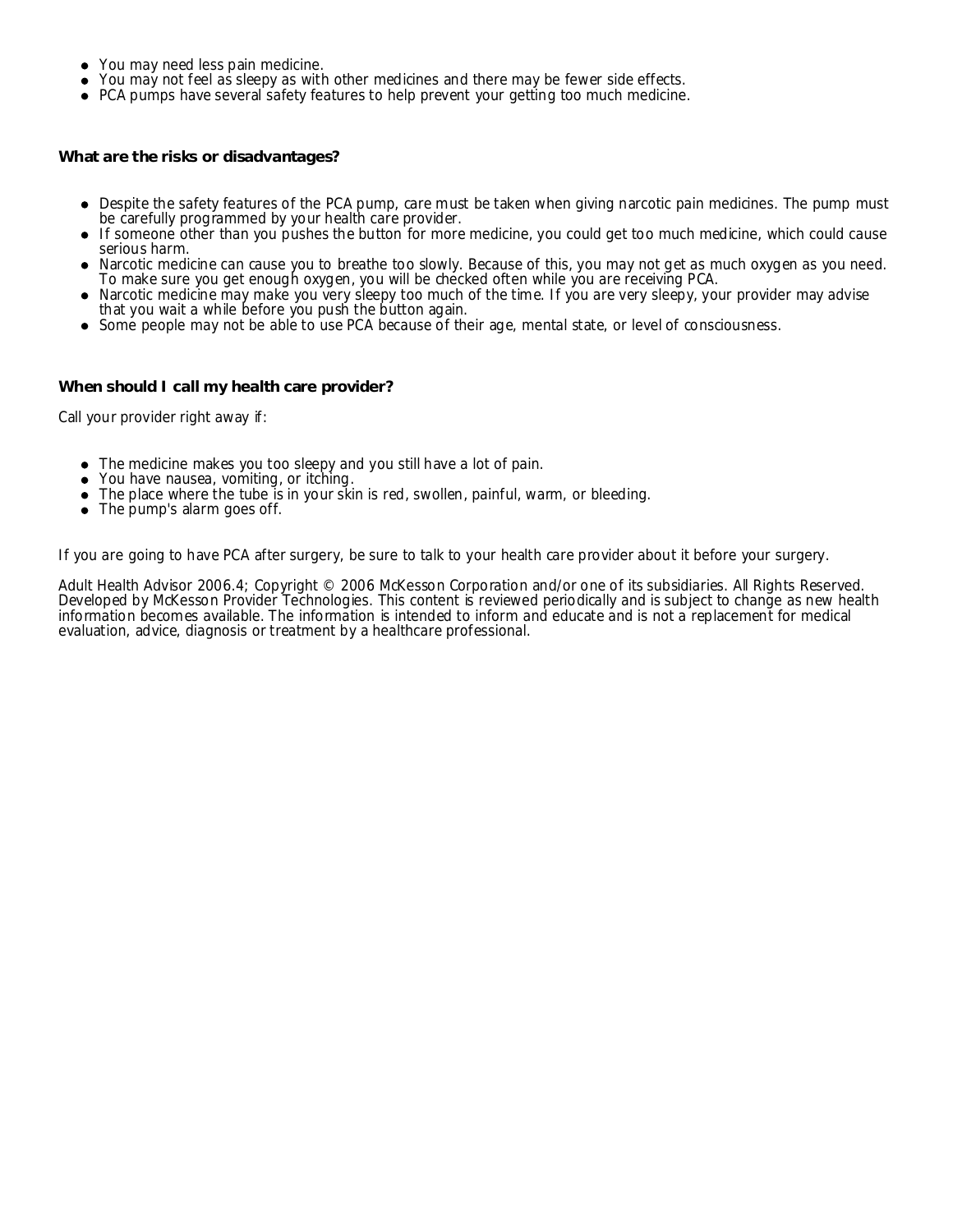- You may need less pain medicine.
- You may not feel as sleepy as with other medicines and there may be fewer side effects.
- PCA pumps have several safety features to help prevent your getting too much medicine.

**What are the risks or disadvantages?**

- Despite the safety features of the PCA pump, care must be taken when giving narcotic pain medicines. The pump must be carefully programmed by your health care provider.
- If someone other than you pushes the button for more medicine, you could get too much medicine, which could cause serious harm.
- Narcotic medicine can cause you to breathe too slowly. Because of this, you may not get as much oxygen as you need. To make sure you get enough oxygen, you will be checked often while you are receiving PCA.
- Narcotic medicine may make you very sleepy too much of the time. If you are very sleepy, your provider may advise that you wait a while before you push the button again.
- Some people may not be able to use PCA because of their age, mental state, or level of consciousness.

**When should I call my health care provider?**

Call your provider right away if:

- The medicine makes you too sleepy and you still have a lot of pain.
- You have nausea, vomiting, or itching.
- The place where the tube is in your skin is red, swollen, painful, warm, or bleeding.
- The pump's alarm goes off.

If you are going to have PCA after surgery, be sure to talk to your health care provider about it before your surgery.

Adult Health Advisor 2006.4; Copyright © 2006 McKesson Corporation and/or one of its subsidiaries. All Rights Reserved. Developed by McKesson Provider Technologies. This content is reviewed periodically and is subject to change as new health information becomes available. The information is intended to inform and educate and is not a replacement for medical evaluation, advice, diagnosis or treatment by a healthcare professional.